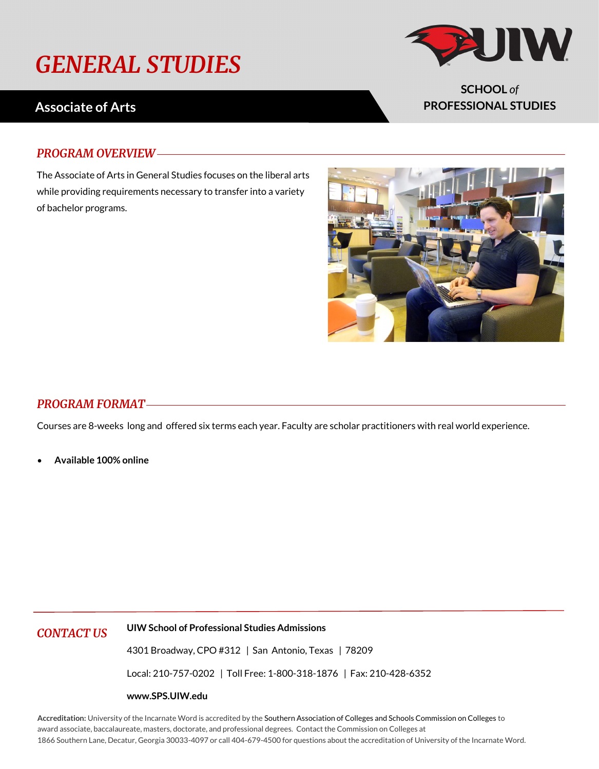# GENERAL STUDIES

## Associate of Arts

**SCHOOL *of* PROFESSIONAL STUDIES**

### *PROGRAM OVERVIEW*

The Associate of Arts in General Studies focuses on the liberal arts while providing requirements necessary to transfer into a variety of bachelor programs.

### *PROGRAM FORMAT*

Courses are 8-weeks long and offered six terms each year. Faculty are scholar practitioners with real world experience.

- **Available 100% online**

### *CONTACT US*

**UIW School of Professional Studies Admissions**

4301 Broadway, CPO #312 | San Antonio, Texas | 78209

Local: 210-757-0202 | Toll Free: 1-800-318-1876 | Fax: 210-428-6352

**www.SPS.UIW.edu**

**Accreditation:** University of the Incarnate Word is accredited by the Southern Association of Colleges and Schools Commission on Colleges to award associate, baccalaureate, masters, doctorate, and professional degrees. Contact the Commission on Colleges at 1866 Southern Lane, Decatur, Georgia 30033-4097 or call 404-679-4500 for questions about the accreditation of University of the Incarnate Word.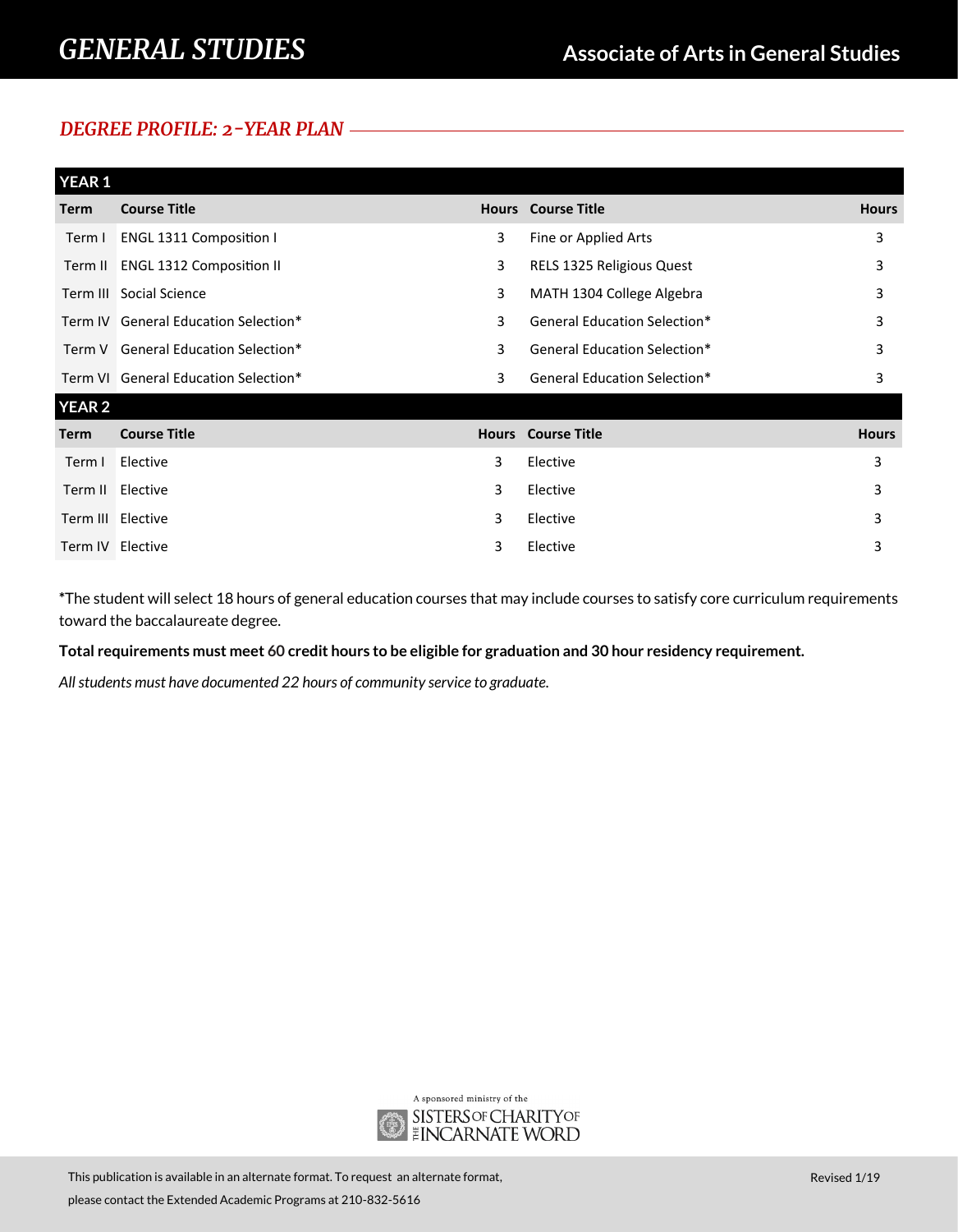# GENERAL STUDIES

## Associate of Arts in General Studies

### *DEGREE PROFILE: 2-YEAR PLAN*

| YEAR 1 | | | | |
|---|---|---|---|---|
| **Term** | **Course Title** | **Hours** | **Course Title** | **Hours** |
| Term I | ENGL 1311 Composition I | 3 | Fine or Applied Arts | 3 |
| Term II | ENGL 1312 Composition II | 3 | RELS 1325 Religious Quest | 3 |
| Term III | Social Science | 3 | MATH 1304 College Algebra | 3 |
| Term IV | General Education Selection* | 3 | General Education Selection* | 3 |
| Term V | General Education Selection* | 3 | General Education Selection* | 3 |
| Term VI | General Education Selection* | 3 | General Education Selection* | 3 |
| **YEAR 2** | | | | |
| **Term** | **Course Title** | **Hours** | **Course Title** | **Hours** |
| Term I | Elective | 3 | Elective | 3 |
| Term II | Elective | 3 | Elective | 3 |
| Term III | Elective | 3 | Elective | 3 |
| Term IV | Elective | 3 | Elective | 3 |

*The student will select 18 hours of general education courses that may include courses to satisfy core curriculum requirements toward the baccalaureate degree.

**Total requirements must meet 60 credit hours to be eligible for graduation and 30 hour residency requirement.**

*All students must have documented 22 hours of community service to graduate.*

A sponsored ministry of the SISTERS OF CHARITY OF THE INCARNATE WORD

This publication is available in an alternate format. To request an alternate format, please contact the Extended Academic Programs at 210-832-5616

Revised 1/19